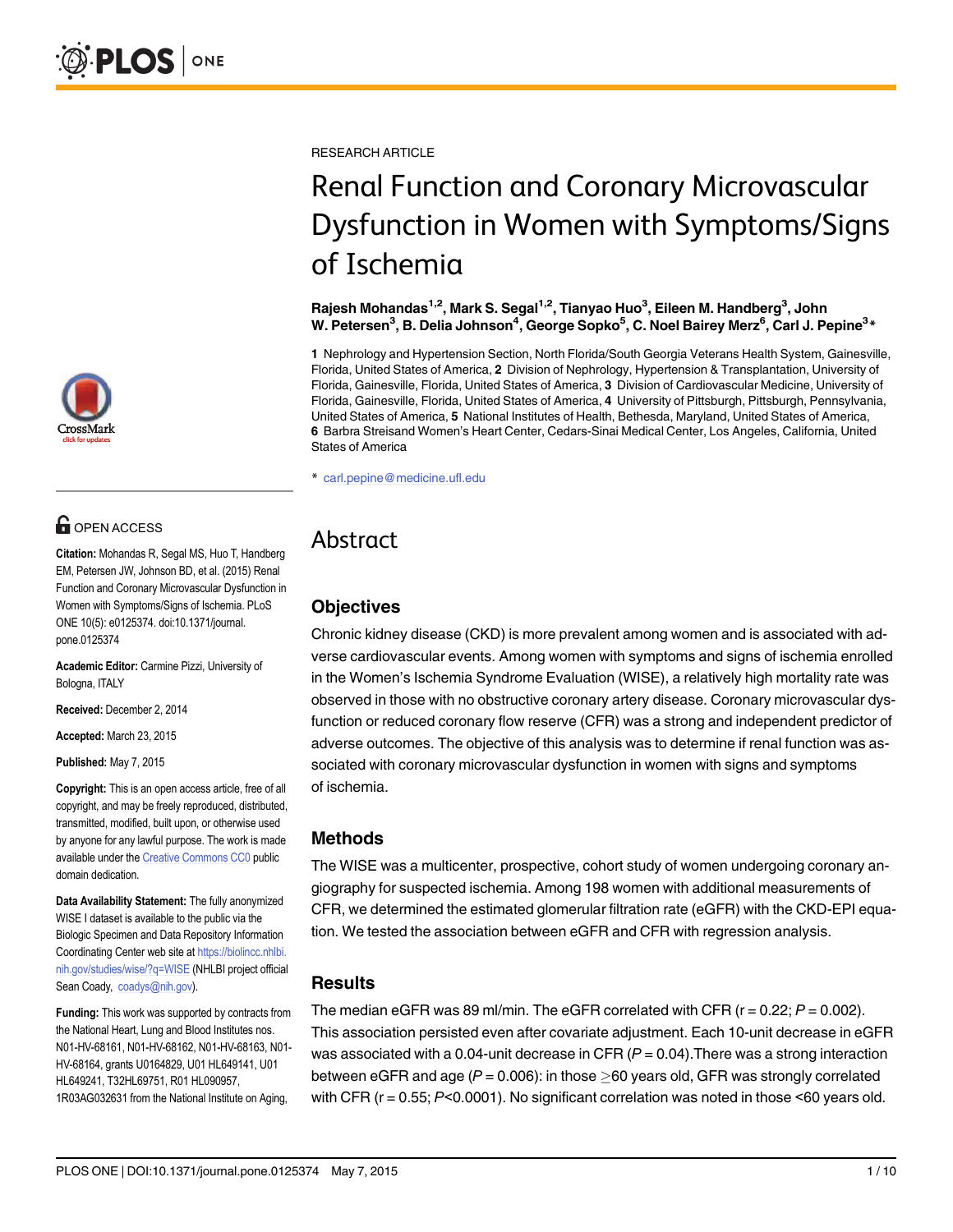RESEARCH ARTICLE

# Renal Function and Coronary Microvascular Dysfunction in Women with Symptoms/Signs of Ischemia

**Rajesh Mohandas[1,2], Mark S. Segal[1,2], Tianyao Huo[3], Eileen M. Handberg[3], John W. Petersen[3], B. Delia Johnson[4], George Sopko[5], C. Noel Bairey Merz[6], Carl J. Pepine[3]***

**1** Nephrology and Hypertension Section, North Florida/South Georgia Veterans Health System, Gainesville, Florida, United States of America, **2** Division of Nephrology, Hypertension & Transplantation, University of Florida, Gainesville, Florida, United States of America, **3** Division of Cardiovascular Medicine, University of Florida, Gainesville, Florida, United States of America, **4** University of Pittsburgh, Pittsburgh, Pennsylvania, United States of America, **5** National Institutes of Health, Bethesda, Maryland, United States of America, **6** Barbra Streisand Women's Heart Center, Cedars-Sinai Medical Center, Los Angeles, California, United States of America

* carl.pepine@medicine.ufl.edu

OPEN ACCESS

**Citation:** Mohandas R, Segal MS, Huo T, Handberg EM, Petersen JW, Johnson BD, et al. (2015) Renal Function and Coronary Microvascular Dysfunction in Women with Symptoms/Signs of Ischemia. PLoS ONE 10(5): e0125374. doi:10.1371/journal.pone.0125374

**Academic Editor:** Carmine Pizzi, University of Bologna, ITALY

**Received:** December 2, 2014

**Accepted:** March 23, 2015

**Published:** May 7, 2015

**Copyright:** This is an open access article, free of all copyright, and may be freely reproduced, distributed, transmitted, modified, built upon, or otherwise used by anyone for any lawful purpose. The work is made available under the Creative Commons CC0 public domain dedication.

**Data Availability Statement:** The fully anonymized WISE I dataset is available to the public via the Biologic Specimen and Data Repository Information Coordinating Center web site at https://biolincc.nhlbi.nih.gov/studies/wise/?q=WISE (NHLBI project official Sean Coady, coadys@nih.gov).

**Funding:** This work was supported by contracts from the National Heart, Lung and Blood Institutes nos. N01-HV-68161, N01-HV-68162, N01-HV-68163, N01-HV-68164, grants U0164829, U01 HL649141, U01 HL649241, T32HL69751, R01 HL090957, 1R03AG032631 from the National Institute on Aging,

## Abstract

### Objectives

Chronic kidney disease (CKD) is more prevalent among women and is associated with adverse cardiovascular events. Among women with symptoms and signs of ischemia enrolled in the Women's Ischemia Syndrome Evaluation (WISE), a relatively high mortality rate was observed in those with no obstructive coronary artery disease. Coronary microvascular dysfunction or reduced coronary flow reserve (CFR) was a strong and independent predictor of adverse outcomes. The objective of this analysis was to determine if renal function was associated with coronary microvascular dysfunction in women with signs and symptoms of ischemia.

### Methods

The WISE was a multicenter, prospective, cohort study of women undergoing coronary angiography for suspected ischemia. Among 198 women with additional measurements of CFR, we determined the estimated glomerular filtration rate (eGFR) with the CKD-EPI equation. We tested the association between eGFR and CFR with regression analysis.

### Results

The median eGFR was 89 ml/min. The eGFR correlated with CFR ($r = 0.22$; $P = 0.002$). This association persisted even after covariate adjustment. Each 10-unit decrease in eGFR was associated with a 0.04-unit decrease in CFR ($P = 0.04$).There was a strong interaction between eGFR and age ($P = 0.006$): in those $\geq$60 years old, GFR was strongly correlated with CFR ($r = 0.55$; $P<0.0001$). No significant correlation was noted in those <60 years old.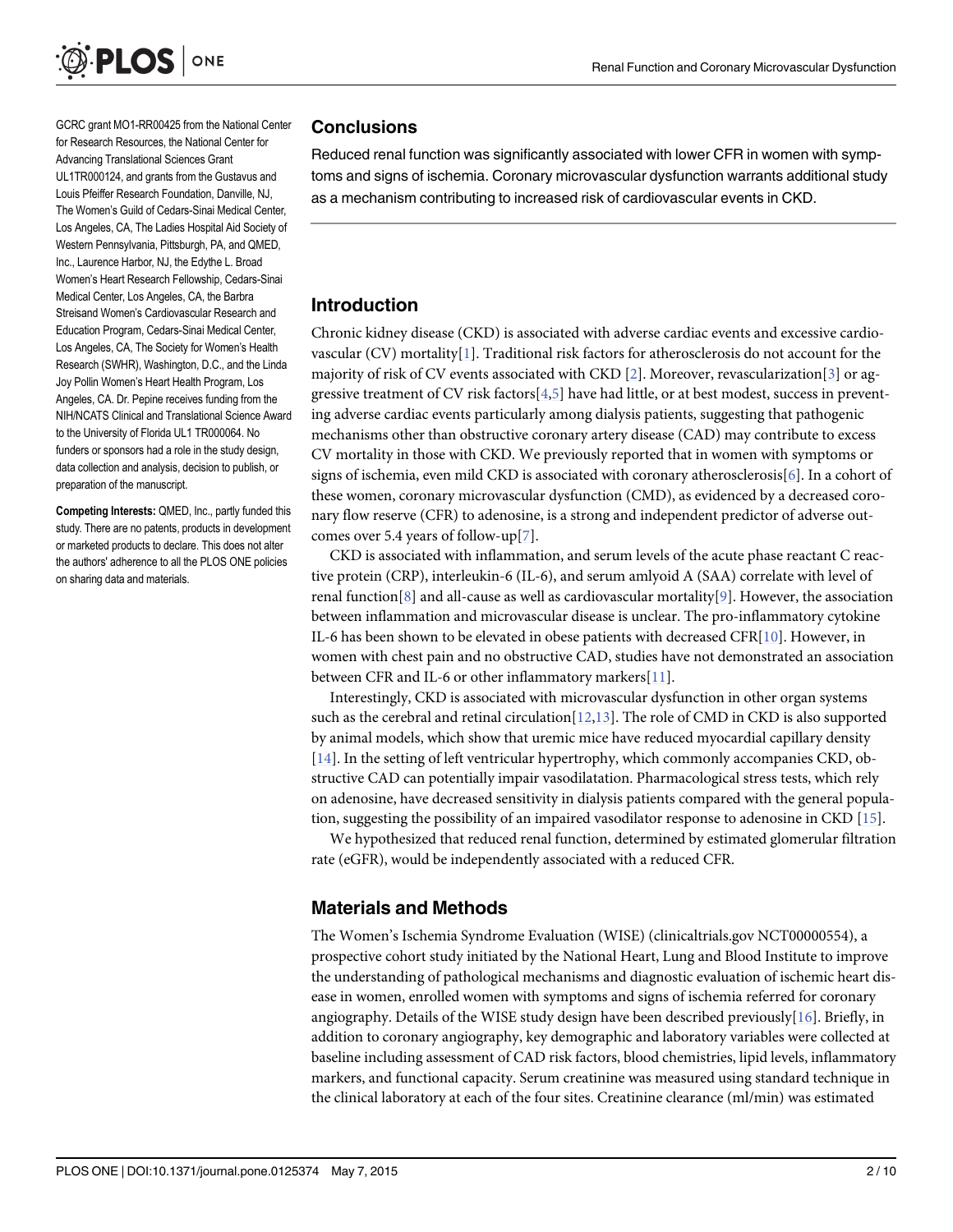GCRC grant MO1-RR00425 from the National Center for Research Resources, the National Center for Advancing Translational Sciences Grant UL1TR000124, and grants from the Gustavus and Louis Pfeiffer Research Foundation, Danville, NJ, The Women's Guild of Cedars-Sinai Medical Center, Los Angeles, CA, The Ladies Hospital Aid Society of Western Pennsylvania, Pittsburgh, PA, and QMED, Inc., Laurence Harbor, NJ, the Edythe L. Broad Women's Heart Research Fellowship, Cedars-Sinai Medical Center, Los Angeles, CA, the Barbra Streisand Women's Cardiovascular Research and Education Program, Cedars-Sinai Medical Center, Los Angeles, CA, The Society for Women's Health Research (SWHR), Washington, D.C., and the Linda Joy Pollin Women's Heart Health Program, Los Angeles, CA. Dr. Pepine receives funding from the NIH/NCATS Clinical and Translational Science Award to the University of Florida UL1 TR000064. No funders or sponsors had a role in the study design, data collection and analysis, decision to publish, or preparation of the manuscript.

**Competing Interests:** QMED, Inc., partly funded this study. There are no patents, products in development or marketed products to declare. This does not alter the authors' adherence to all the PLOS ONE policies on sharing data and materials.

## Conclusions

Reduced renal function was significantly associated with lower CFR in women with symptoms and signs of ischemia. Coronary microvascular dysfunction warrants additional study as a mechanism contributing to increased risk of cardiovascular events in CKD.

## Introduction

Chronic kidney disease (CKD) is associated with adverse cardiac events and excessive cardiovascular (CV) mortality[1]. Traditional risk factors for atherosclerosis do not account for the majority of risk of CV events associated with CKD [2]. Moreover, revascularization[3] or aggressive treatment of CV risk factors[4,5] have had little, or at best modest, success in preventing adverse cardiac events particularly among dialysis patients, suggesting that pathogenic mechanisms other than obstructive coronary artery disease (CAD) may contribute to excess CV mortality in those with CKD. We previously reported that in women with symptoms or signs of ischemia, even mild CKD is associated with coronary atherosclerosis[6]. In a cohort of these women, coronary microvascular dysfunction (CMD), as evidenced by a decreased coronary flow reserve (CFR) to adenosine, is a strong and independent predictor of adverse outcomes over 5.4 years of follow-up[7].

CKD is associated with inflammation, and serum levels of the acute phase reactant C reactive protein (CRP), interleukin-6 (IL-6), and serum amlyoid A (SAA) correlate with level of renal function[8] and all-cause as well as cardiovascular mortality[9]. However, the association between inflammation and microvascular disease is unclear. The pro-inflammatory cytokine IL-6 has been shown to be elevated in obese patients with decreased CFR[10]. However, in women with chest pain and no obstructive CAD, studies have not demonstrated an association between CFR and IL-6 or other inflammatory markers[11].

Interestingly, CKD is associated with microvascular dysfunction in other organ systems such as the cerebral and retinal circulation[12,13]. The role of CMD in CKD is also supported by animal models, which show that uremic mice have reduced myocardial capillary density [14]. In the setting of left ventricular hypertrophy, which commonly accompanies CKD, obstructive CAD can potentially impair vasodilatation. Pharmacological stress tests, which rely on adenosine, have decreased sensitivity in dialysis patients compared with the general population, suggesting the possibility of an impaired vasodilator response to adenosine in CKD [15].

We hypothesized that reduced renal function, determined by estimated glomerular filtration rate (eGFR), would be independently associated with a reduced CFR.

## Materials and Methods

The Women's Ischemia Syndrome Evaluation (WISE) (clinicaltrials.gov NCT00000554), a prospective cohort study initiated by the National Heart, Lung and Blood Institute to improve the understanding of pathological mechanisms and diagnostic evaluation of ischemic heart disease in women, enrolled women with symptoms and signs of ischemia referred for coronary angiography. Details of the WISE study design have been described previously[16]. Briefly, in addition to coronary angiography, key demographic and laboratory variables were collected at baseline including assessment of CAD risk factors, blood chemistries, lipid levels, inflammatory markers, and functional capacity. Serum creatinine was measured using standard technique in the clinical laboratory at each of the four sites. Creatinine clearance (ml/min) was estimated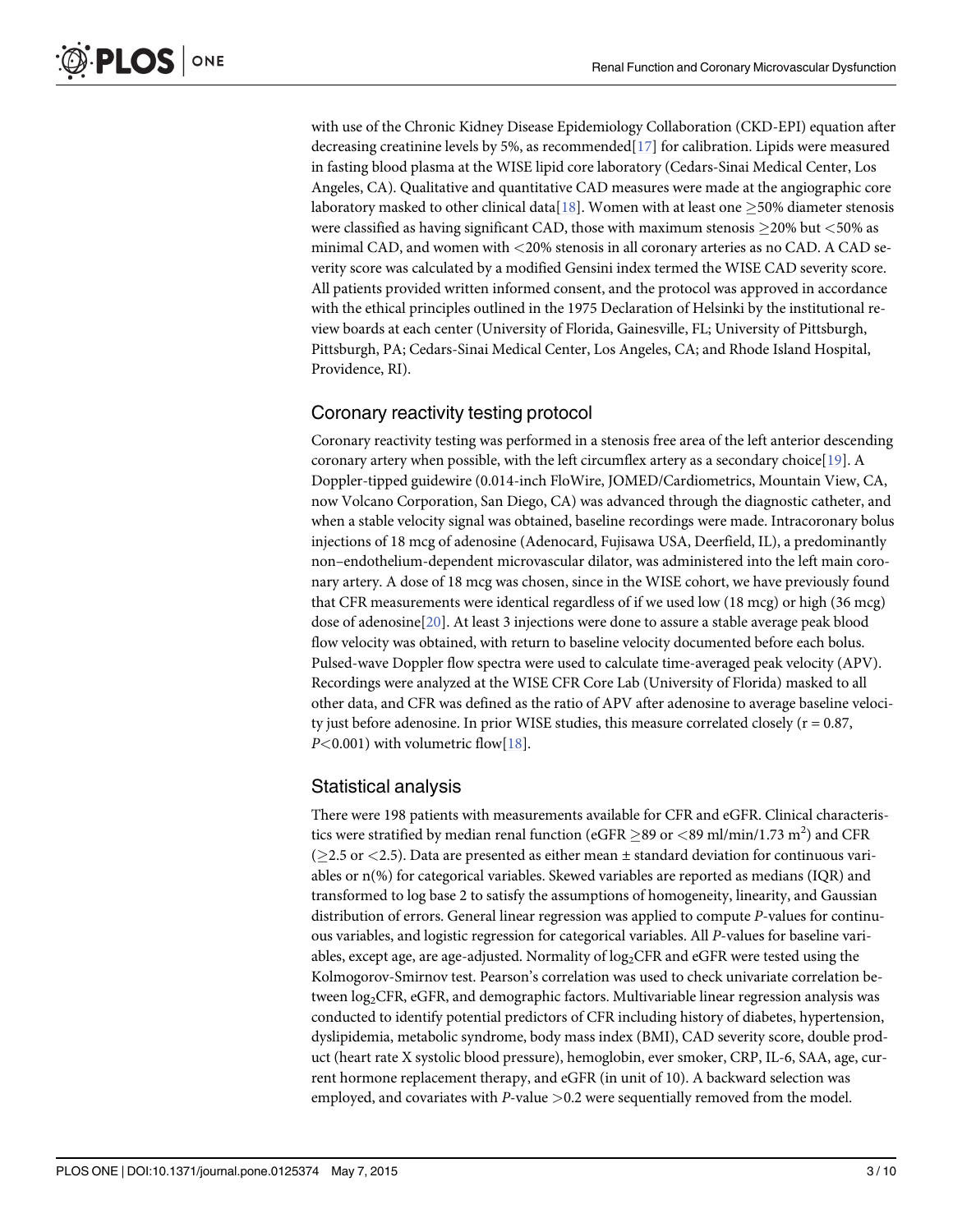with use of the Chronic Kidney Disease Epidemiology Collaboration (CKD-EPI) equation after decreasing creatinine levels by 5%, as recommended[17] for calibration. Lipids were measured in fasting blood plasma at the WISE lipid core laboratory (Cedars-Sinai Medical Center, Los Angeles, CA). Qualitative and quantitative CAD measures were made at the angiographic core laboratory masked to other clinical data[18]. Women with at least one ≥50% diameter stenosis were classified as having significant CAD, those with maximum stenosis ≥20% but <50% as minimal CAD, and women with <20% stenosis in all coronary arteries as no CAD. A CAD severity score was calculated by a modified Gensini index termed the WISE CAD severity score. All patients provided written informed consent, and the protocol was approved in accordance with the ethical principles outlined in the 1975 Declaration of Helsinki by the institutional review boards at each center (University of Florida, Gainesville, FL; University of Pittsburgh, Pittsburgh, PA; Cedars-Sinai Medical Center, Los Angeles, CA; and Rhode Island Hospital, Providence, RI).

## Coronary reactivity testing protocol

Coronary reactivity testing was performed in a stenosis free area of the left anterior descending coronary artery when possible, with the left circumflex artery as a secondary choice[19]. A Doppler-tipped guidewire (0.014-inch FloWire, JOMED/Cardiometrics, Mountain View, CA, now Volcano Corporation, San Diego, CA) was advanced through the diagnostic catheter, and when a stable velocity signal was obtained, baseline recordings were made. Intracoronary bolus injections of 18 mcg of adenosine (Adenocard, Fujisawa USA, Deerfield, IL), a predominantly non–endothelium-dependent microvascular dilator, was administered into the left main coronary artery. A dose of 18 mcg was chosen, since in the WISE cohort, we have previously found that CFR measurements were identical regardless of if we used low (18 mcg) or high (36 mcg) dose of adenosine[20]. At least 3 injections were done to assure a stable average peak blood flow velocity was obtained, with return to baseline velocity documented before each bolus. Pulsed-wave Doppler flow spectra were used to calculate time-averaged peak velocity (APV). Recordings were analyzed at the WISE CFR Core Lab (University of Florida) masked to all other data, and CFR was defined as the ratio of APV after adenosine to average baseline velocity just before adenosine. In prior WISE studies, this measure correlated closely ($r = 0.87$, $P<0.001$) with volumetric flow[18].

## Statistical analysis

There were 198 patients with measurements available for CFR and eGFR. Clinical characteristics were stratified by median renal function (eGFR ≥89 or <89 ml/min/1.73 $m^2$) and CFR (≥2.5 or <2.5). Data are presented as either mean ± standard deviation for continuous variables or n(%) for categorical variables. Skewed variables are reported as medians (IQR) and transformed to log base 2 to satisfy the assumptions of homogeneity, linearity, and Gaussian distribution of errors. General linear regression was applied to compute *P*-values for continuous variables, and logistic regression for categorical variables. All *P*-values for baseline variables, except age, are age-adjusted. Normality of $\log_2$CFR and eGFR were tested using the Kolmogorov-Smirnov test. Pearson's correlation was used to check univariate correlation between $\log_2$CFR, eGFR, and demographic factors. Multivariable linear regression analysis was conducted to identify potential predictors of CFR including history of diabetes, hypertension, dyslipidemia, metabolic syndrome, body mass index (BMI), CAD severity score, double product (heart rate X systolic blood pressure), hemoglobin, ever smoker, CRP, IL-6, SAA, age, current hormone replacement therapy, and eGFR (in unit of 10). A backward selection was employed, and covariates with *P*-value >0.2 were sequentially removed from the model.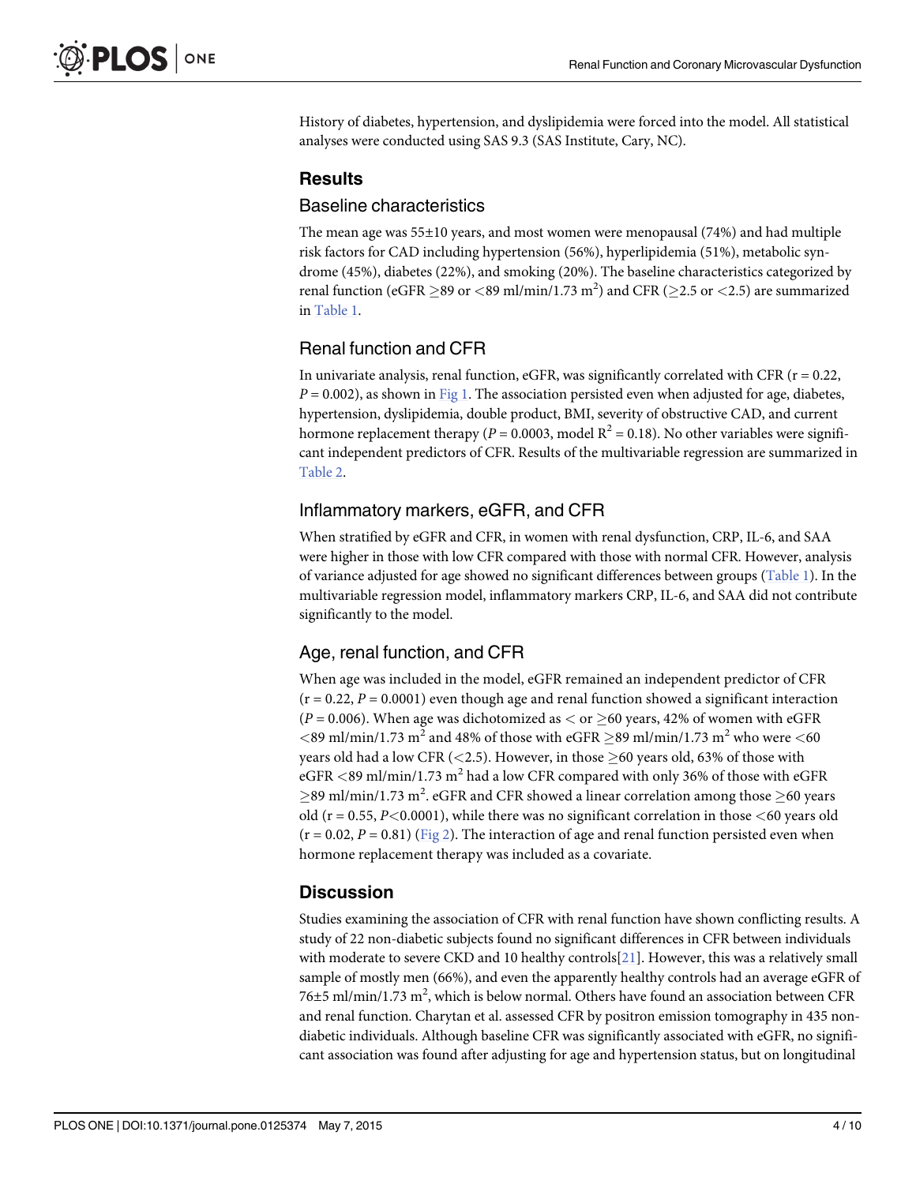History of diabetes, hypertension, and dyslipidemia were forced into the model. All statistical analyses were conducted using SAS 9.3 (SAS Institute, Cary, NC).

## Results

### Baseline characteristics

The mean age was 55±10 years, and most women were menopausal (74%) and had multiple risk factors for CAD including hypertension (56%), hyperlipidemia (51%), metabolic syndrome (45%), diabetes (22%), and smoking (20%). The baseline characteristics categorized by renal function (eGFR $\geq$89 or <89 ml/min/1.73 $m^2$) and CFR ($\geq$2.5 or <2.5) are summarized in Table 1.

### Renal function and CFR

In univariate analysis, renal function, eGFR, was significantly correlated with CFR (r = 0.22, $P = 0.002$), as shown in Fig 1. The association persisted even when adjusted for age, diabetes, hypertension, dyslipidemia, double product, BMI, severity of obstructive CAD, and current hormone replacement therapy ($P = 0.0003$, model $R^2 = 0.18$). No other variables were significant independent predictors of CFR. Results of the multivariable regression are summarized in Table 2.

### Inflammatory markers, eGFR, and CFR

When stratified by eGFR and CFR, in women with renal dysfunction, CRP, IL-6, and SAA were higher in those with low CFR compared with those with normal CFR. However, analysis of variance adjusted for age showed no significant differences between groups (Table 1). In the multivariable regression model, inflammatory markers CRP, IL-6, and SAA did not contribute significantly to the model.

### Age, renal function, and CFR

When age was included in the model, eGFR remained an independent predictor of CFR (r = 0.22, $P = 0.0001$) even though age and renal function showed a significant interaction ($P = 0.006$). When age was dichotomized as < or $\geq$60 years, 42% of women with eGFR <89 ml/min/1.73 $m^2$ and 48% of those with eGFR $\geq$89 ml/min/1.73 $m^2$ who were <60 years old had a low CFR (<2.5). However, in those $\geq$60 years old, 63% of those with eGFR <89 ml/min/1.73 $m^2$ had a low CFR compared with only 36% of those with eGFR $\geq$89 ml/min/1.73 $m^2$. eGFR and CFR showed a linear correlation among those $\geq$60 years old (r = 0.55, $P<0.0001$), while there was no significant correlation in those <60 years old (r = 0.02, $P = 0.81$) (Fig 2). The interaction of age and renal function persisted even when hormone replacement therapy was included as a covariate.

## Discussion

Studies examining the association of CFR with renal function have shown conflicting results. A study of 22 non-diabetic subjects found no significant differences in CFR between individuals with moderate to severe CKD and 10 healthy controls[21]. However, this was a relatively small sample of mostly men (66%), and even the apparently healthy controls had an average eGFR of 76±5 ml/min/1.73 $m^2$, which is below normal. Others have found an association between CFR and renal function. Charytan et al. assessed CFR by positron emission tomography in 435 non-diabetic individuals. Although baseline CFR was significantly associated with eGFR, no significant association was found after adjusting for age and hypertension status, but on longitudinal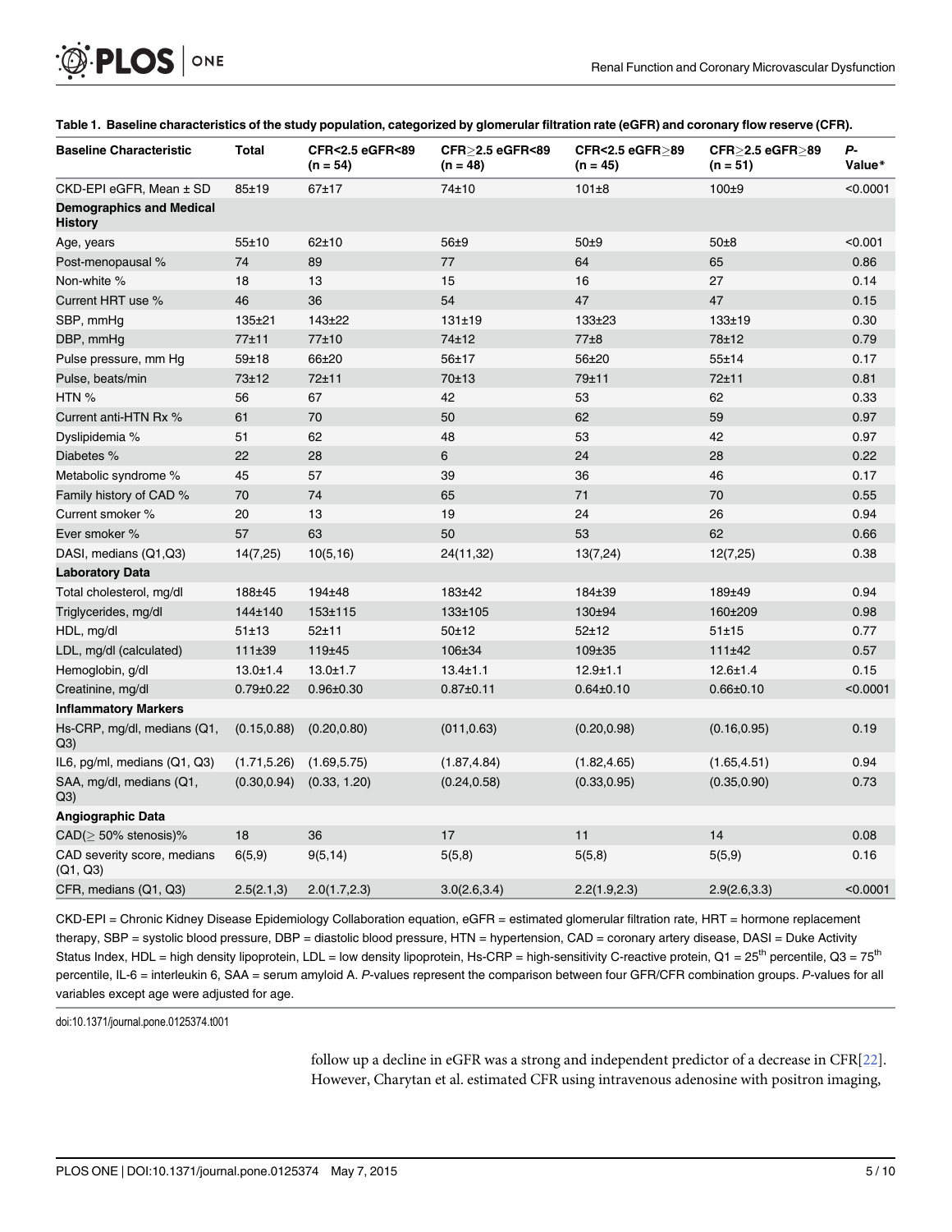**Table 1. Baseline characteristics of the study population, categorized by glomerular filtration rate (eGFR) and coronary flow reserve (CFR).**

| Baseline Characteristic | Total | CFR<2.5 eGFR<89 (n = 54) | CFR≥2.5 eGFR<89 (n = 48) | CFR<2.5 eGFR≥89 (n = 45) | CFR≥2.5 eGFR≥89 (n = 51) | *P*-Value* |
|---|---|---|---|---|---|---|
| CKD-EPI eGFR, Mean ± SD | 85±19 | 67±17 | 74±10 | 101±8 | 100±9 | <0.0001 |
| **Demographics and Medical History** | | | | | | |
| Age, years | 55±10 | 62±10 | 56±9 | 50±9 | 50±8 | <0.001 |
| Post-menopausal % | 74 | 89 | 77 | 64 | 65 | 0.86 |
| Non-white % | 18 | 13 | 15 | 16 | 27 | 0.14 |
| Current HRT use % | 46 | 36 | 54 | 47 | 47 | 0.15 |
| SBP, mmHg | 135±21 | 143±22 | 131±19 | 133±23 | 133±19 | 0.30 |
| DBP, mmHg | 77±11 | 77±10 | 74±12 | 77±8 | 78±12 | 0.79 |
| Pulse pressure, mm Hg | 59±18 | 66±20 | 56±17 | 56±20 | 55±14 | 0.17 |
| Pulse, beats/min | 73±12 | 72±11 | 70±13 | 79±11 | 72±11 | 0.81 |
| HTN % | 56 | 67 | 42 | 53 | 62 | 0.33 |
| Current anti-HTN Rx % | 61 | 70 | 50 | 62 | 59 | 0.97 |
| Dyslipidemia % | 51 | 62 | 48 | 53 | 42 | 0.97 |
| Diabetes % | 22 | 28 | 6 | 24 | 28 | 0.22 |
| Metabolic syndrome % | 45 | 57 | 39 | 36 | 46 | 0.17 |
| Family history of CAD % | 70 | 74 | 65 | 71 | 70 | 0.55 |
| Current smoker % | 20 | 13 | 19 | 24 | 26 | 0.94 |
| Ever smoker % | 57 | 63 | 50 | 53 | 62 | 0.66 |
| DASI, medians (Q1,Q3) | 14(7,25) | 10(5,16) | 24(11,32) | 13(7,24) | 12(7,25) | 0.38 |
| **Laboratory Data** | | | | | | |
| Total cholesterol, mg/dl | 188±45 | 194±48 | 183±42 | 184±39 | 189±49 | 0.94 |
| Triglycerides, mg/dl | 144±140 | 153±115 | 133±105 | 130±94 | 160±209 | 0.98 |
| HDL, mg/dl | 51±13 | 52±11 | 50±12 | 52±12 | 51±15 | 0.77 |
| LDL, mg/dl (calculated) | 111±39 | 119±45 | 106±34 | 109±35 | 111±42 | 0.57 |
| Hemoglobin, g/dl | 13.0±1.4 | 13.0±1.7 | 13.4±1.1 | 12.9±1.1 | 12.6±1.4 | 0.15 |
| Creatinine, mg/dl | 0.79±0.22 | 0.96±0.30 | 0.87±0.11 | 0.64±0.10 | 0.66±0.10 | <0.0001 |
| **Inflammatory Markers** | | | | | | |
| Hs-CRP, mg/dl, medians (Q1, Q3) | (0.15,0.88) | (0.20,0.80) | (011,0.63) | (0.20,0.98) | (0.16,0.95) | 0.19 |
| IL6, pg/ml, medians (Q1, Q3) | (1.71,5.26) | (1.69,5.75) | (1.87,4.84) | (1.82,4.65) | (1.65,4.51) | 0.94 |
| SAA, mg/dl, medians (Q1, Q3) | (0.30,0.94) | (0.33, 1.20) | (0.24,0.58) | (0.33,0.95) | (0.35,0.90) | 0.73 |
| **Angiographic Data** | | | | | | |
| CAD(≥ 50% stenosis)% | 18 | 36 | 17 | 11 | 14 | 0.08 |
| CAD severity score, medians (Q1, Q3) | 6(5,9) | 9(5,14) | 5(5,8) | 5(5,8) | 5(5,9) | 0.16 |
| CFR, medians (Q1, Q3) | 2.5(2.1,3) | 2.0(1.7,2.3) | 3.0(2.6,3.4) | 2.2(1.9,2.3) | 2.9(2.6,3.3) | <0.0001 |

CKD-EPI = Chronic Kidney Disease Epidemiology Collaboration equation, eGFR = estimated glomerular filtration rate, HRT = hormone replacement therapy, SBP = systolic blood pressure, DBP = diastolic blood pressure, HTN = hypertension, CAD = coronary artery disease, DASI = Duke Activity Status Index, HDL = high density lipoprotein, LDL = low density lipoprotein, Hs-CRP = high-sensitivity C-reactive protein, Q1 = 25th percentile, Q3 = 75th percentile, IL-6 = interleukin 6, SAA = serum amyloid A. *P*-values represent the comparison between four GFR/CFR combination groups. *P*-values for all variables except age were adjusted for age.

doi:10.1371/journal.pone.0125374.t001

follow up a decline in eGFR was a strong and independent predictor of a decrease in CFR[22]. However, Charytan et al. estimated CFR using intravenous adenosine with positron imaging,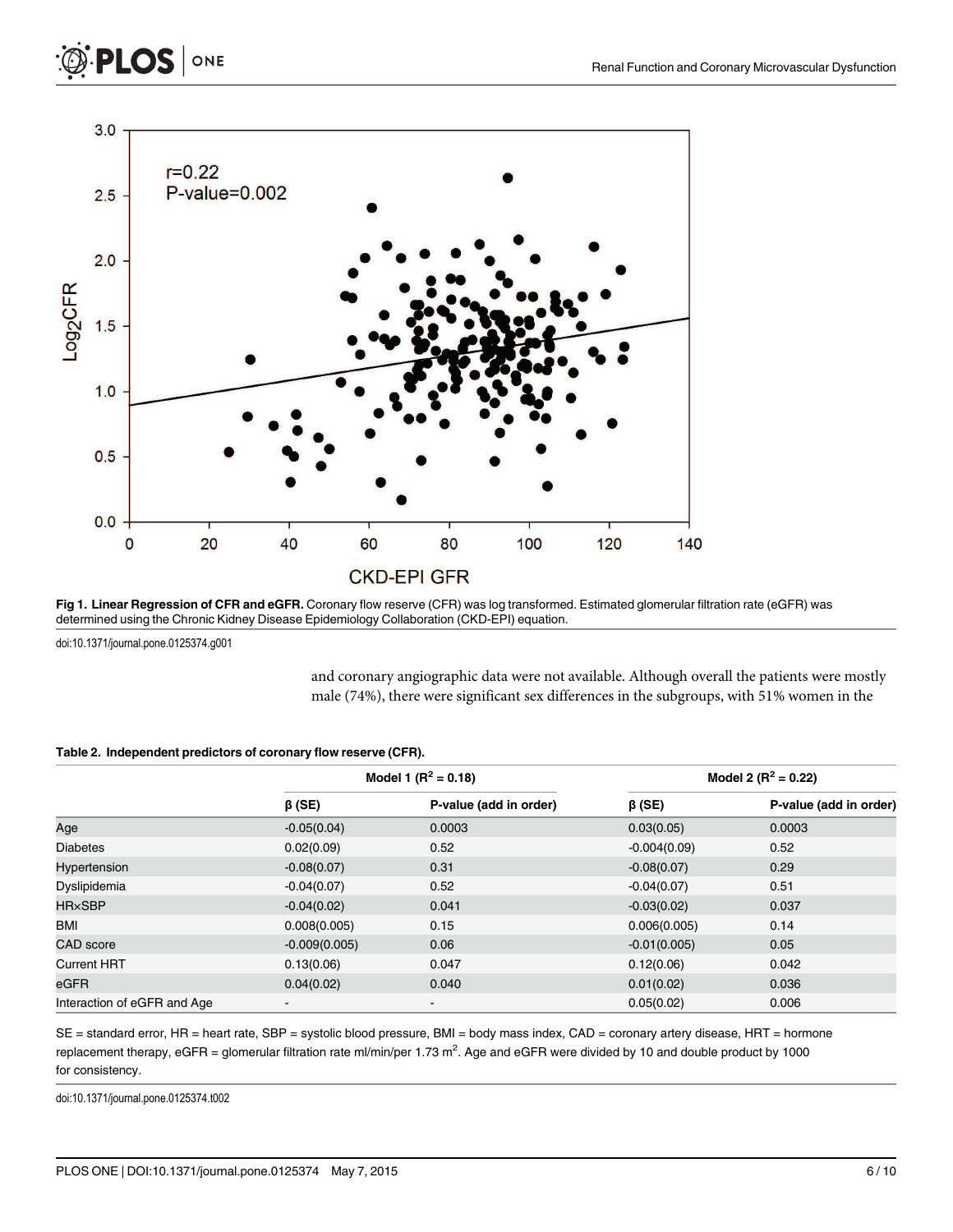**Fig 1. Linear Regression of CFR and eGFR.** Coronary flow reserve (CFR) was log transformed. Estimated glomerular filtration rate (eGFR) was determined using the Chronic Kidney Disease Epidemiology Collaboration (CKD-EPI) equation.

doi:10.1371/journal.pone.0125374.g001

and coronary angiographic data were not available. Although overall the patients were mostly male (74%), there were significant sex differences in the subgroups, with 51% women in the

**Table 2. Independent predictors of coronary flow reserve (CFR).**

| | Model 1 ($R^2$ = 0.18) | | Model 2 ($R^2$ = 0.22) | |
|---|---|---|---|---|
| | β (SE) | P-value (add in order) | β (SE) | P-value (add in order) |
| Age | -0.05(0.04) | 0.0003 | 0.03(0.05) | 0.0003 |
| Diabetes | 0.02(0.09) | 0.52 | -0.004(0.09) | 0.52 |
| Hypertension | -0.08(0.07) | 0.31 | -0.08(0.07) | 0.29 |
| Dyslipidemia | -0.04(0.07) | 0.52 | -0.04(0.07) | 0.51 |
| HR×SBP | -0.04(0.02) | 0.041 | -0.03(0.02) | 0.037 |
| BMI | 0.008(0.005) | 0.15 | 0.006(0.005) | 0.14 |
| CAD score | -0.009(0.005) | 0.06 | -0.01(0.005) | 0.05 |
| Current HRT | 0.13(0.06) | 0.047 | 0.12(0.06) | 0.042 |
| eGFR | 0.04(0.02) | 0.040 | 0.01(0.02) | 0.036 |
| Interaction of eGFR and Age | - | - | 0.05(0.02) | 0.006 |

SE = standard error, HR = heart rate, SBP = systolic blood pressure, BMI = body mass index, CAD = coronary artery disease, HRT = hormone replacement therapy, eGFR = glomerular filtration rate ml/min/per 1.73 $m^2$. Age and eGFR were divided by 10 and double product by 1000 for consistency.

doi:10.1371/journal.pone.0125374.t002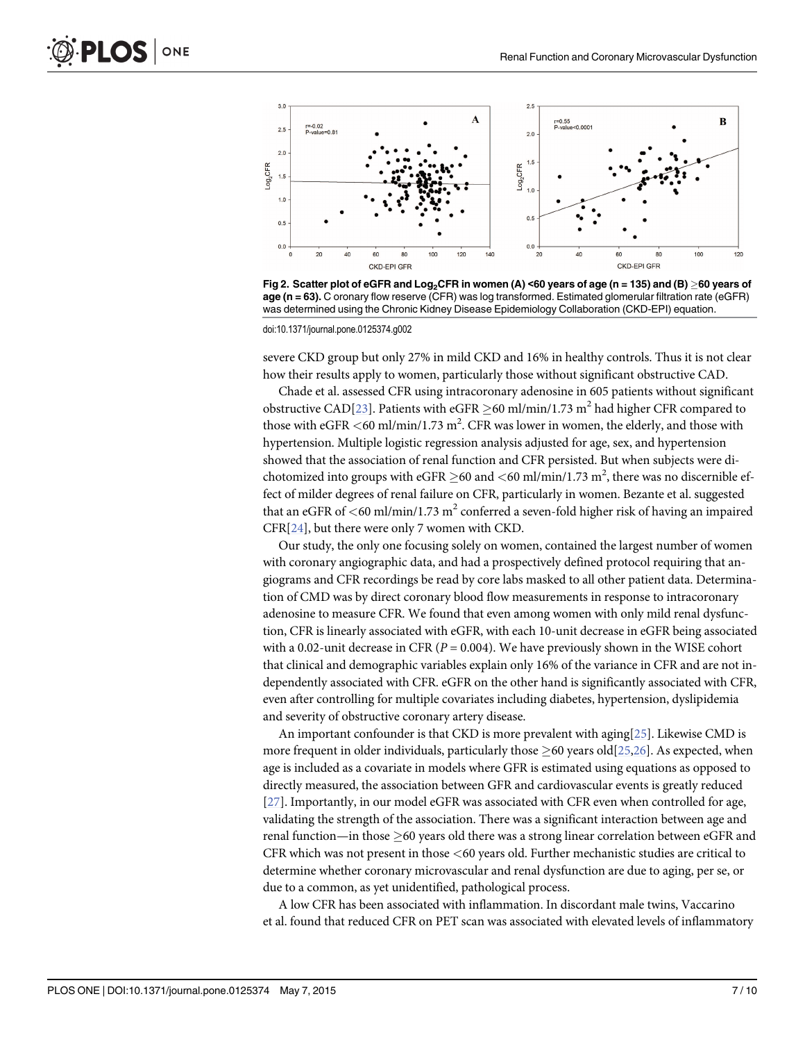Fig 2. Scatter plot of eGFR and $Log_2$CFR in women (A) <60 years of age (n = 135) and (B) ≥60 years of age (n = 63). C oronary flow reserve (CFR) was log transformed. Estimated glomerular filtration rate (eGFR) was determined using the Chronic Kidney Disease Epidemiology Collaboration (CKD-EPI) equation.

doi:10.1371/journal.pone.0125374.g002

severe CKD group but only 27% in mild CKD and 16% in healthy controls. Thus it is not clear how their results apply to women, particularly those without significant obstructive CAD.

Chade et al. assessed CFR using intracoronary adenosine in 605 patients without significant obstructive CAD[23]. Patients with eGFR ≥60 ml/min/1.73 $m^2$ had higher CFR compared to those with eGFR <60 ml/min/1.73 $m^2$. CFR was lower in women, the elderly, and those with hypertension. Multiple logistic regression analysis adjusted for age, sex, and hypertension showed that the association of renal function and CFR persisted. But when subjects were dichotomized into groups with eGFR ≥60 and <60 ml/min/1.73 $m^2$, there was no discernible effect of milder degrees of renal failure on CFR, particularly in women. Bezante et al. suggested that an eGFR of <60 ml/min/1.73 $m^2$ conferred a seven-fold higher risk of having an impaired CFR[24], but there were only 7 women with CKD.

Our study, the only one focusing solely on women, contained the largest number of women with coronary angiographic data, and had a prospectively defined protocol requiring that angiograms and CFR recordings be read by core labs masked to all other patient data. Determination of CMD was by direct coronary blood flow measurements in response to intracoronary adenosine to measure CFR. We found that even among women with only mild renal dysfunction, CFR is linearly associated with eGFR, with each 10-unit decrease in eGFR being associated with a 0.02-unit decrease in CFR ($P = 0.004$). We have previously shown in the WISE cohort that clinical and demographic variables explain only 16% of the variance in CFR and are not independently associated with CFR. eGFR on the other hand is significantly associated with CFR, even after controlling for multiple covariates including diabetes, hypertension, dyslipidemia and severity of obstructive coronary artery disease.

An important confounder is that CKD is more prevalent with aging[25]. Likewise CMD is more frequent in older individuals, particularly those ≥60 years old[25,26]. As expected, when age is included as a covariate in models where GFR is estimated using equations as opposed to directly measured, the association between GFR and cardiovascular events is greatly reduced [27]. Importantly, in our model eGFR was associated with CFR even when controlled for age, validating the strength of the association. There was a significant interaction between age and renal function—in those ≥60 years old there was a strong linear correlation between eGFR and CFR which was not present in those <60 years old. Further mechanistic studies are critical to determine whether coronary microvascular and renal dysfunction are due to aging, per se, or due to a common, as yet unidentified, pathological process.

A low CFR has been associated with inflammation. In discordant male twins, Vaccarino et al. found that reduced CFR on PET scan was associated with elevated levels of inflammatory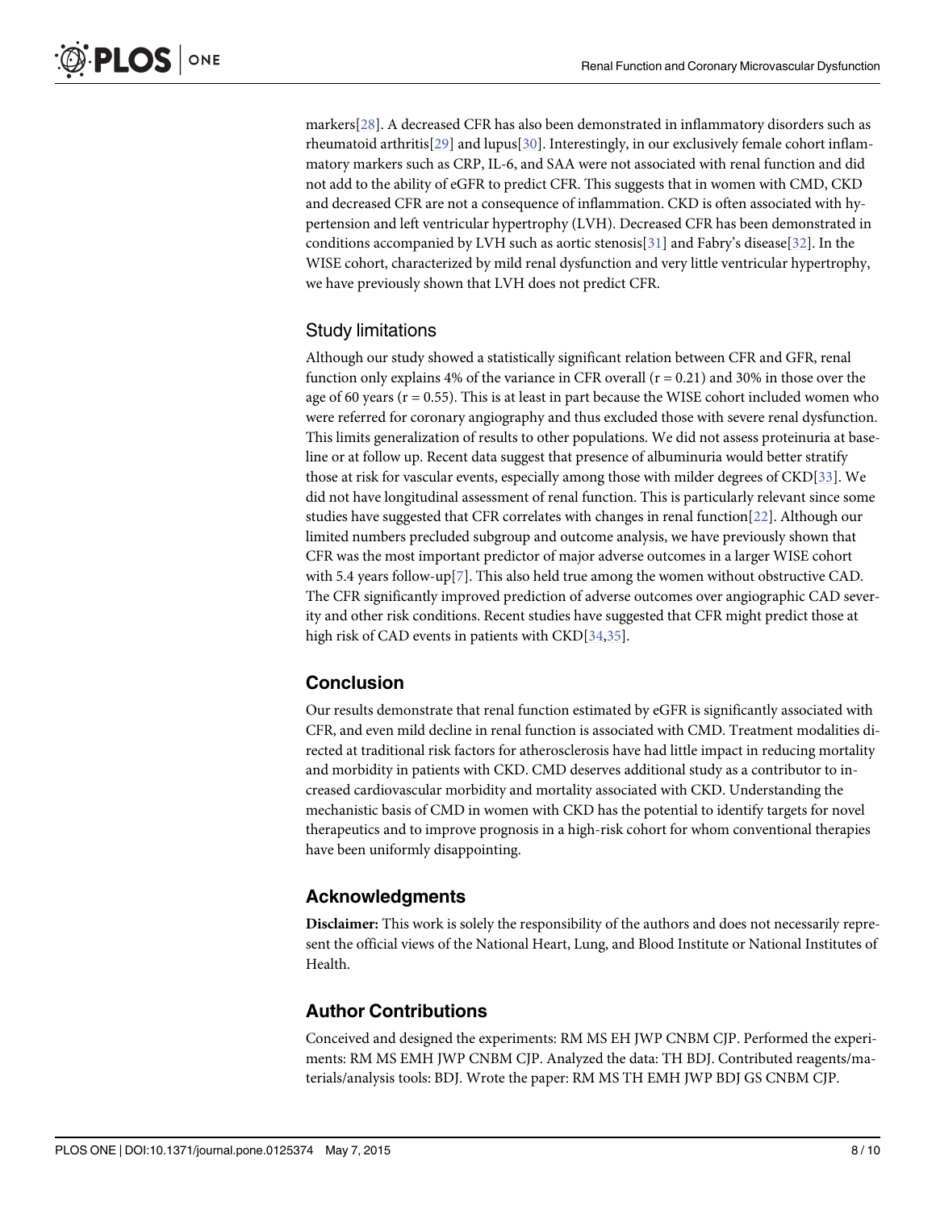markers[28]. A decreased CFR has also been demonstrated in inflammatory disorders such as rheumatoid arthritis[29] and lupus[30]. Interestingly, in our exclusively female cohort inflammatory markers such as CRP, IL-6, and SAA were not associated with renal function and did not add to the ability of eGFR to predict CFR. This suggests that in women with CMD, CKD and decreased CFR are not a consequence of inflammation. CKD is often associated with hypertension and left ventricular hypertrophy (LVH). Decreased CFR has been demonstrated in conditions accompanied by LVH such as aortic stenosis[31] and Fabry's disease[32]. In the WISE cohort, characterized by mild renal dysfunction and very little ventricular hypertrophy, we have previously shown that LVH does not predict CFR.

### Study limitations

Although our study showed a statistically significant relation between CFR and GFR, renal function only explains 4% of the variance in CFR overall ($r = 0.21$) and 30% in those over the age of 60 years ($r = 0.55$). This is at least in part because the WISE cohort included women who were referred for coronary angiography and thus excluded those with severe renal dysfunction. This limits generalization of results to other populations. We did not assess proteinuria at baseline or at follow up. Recent data suggest that presence of albuminuria would better stratify those at risk for vascular events, especially among those with milder degrees of CKD[33]. We did not have longitudinal assessment of renal function. This is particularly relevant since some studies have suggested that CFR correlates with changes in renal function[22]. Although our limited numbers precluded subgroup and outcome analysis, we have previously shown that CFR was the most important predictor of major adverse outcomes in a larger WISE cohort with 5.4 years follow-up[7]. This also held true among the women without obstructive CAD. The CFR significantly improved prediction of adverse outcomes over angiographic CAD severity and other risk conditions. Recent studies have suggested that CFR might predict those at high risk of CAD events in patients with CKD[34,35].

## Conclusion

Our results demonstrate that renal function estimated by eGFR is significantly associated with CFR, and even mild decline in renal function is associated with CMD. Treatment modalities directed at traditional risk factors for atherosclerosis have had little impact in reducing mortality and morbidity in patients with CKD. CMD deserves additional study as a contributor to increased cardiovascular morbidity and mortality associated with CKD. Understanding the mechanistic basis of CMD in women with CKD has the potential to identify targets for novel therapeutics and to improve prognosis in a high-risk cohort for whom conventional therapies have been uniformly disappointing.

## Acknowledgments

**Disclaimer:** This work is solely the responsibility of the authors and does not necessarily represent the official views of the National Heart, Lung, and Blood Institute or National Institutes of Health.

## Author Contributions

Conceived and designed the experiments: RM MS EH JWP CNBM CJP. Performed the experiments: RM MS EMH JWP CNBM CJP. Analyzed the data: TH BDJ. Contributed reagents/materials/analysis tools: BDJ. Wrote the paper: RM MS TH EMH JWP BDJ GS CNBM CJP.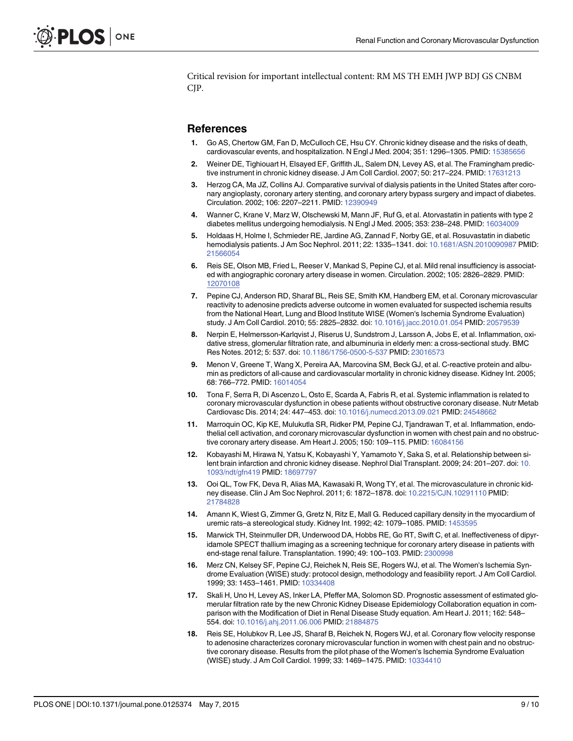Critical revision for important intellectual content: RM MS TH EMH JWP BDJ GS CNBM CJP.

## References

1. Go AS, Chertow GM, Fan D, McCulloch CE, Hsu CY. Chronic kidney disease and the risks of death, cardiovascular events, and hospitalization. N Engl J Med. 2004; 351: 1296–1305. PMID: 15385656
2. Weiner DE, Tighiouart H, Elsayed EF, Griffith JL, Salem DN, Levey AS, et al. The Framingham predictive instrument in chronic kidney disease. J Am Coll Cardiol. 2007; 50: 217–224. PMID: 17631213
3. Herzog CA, Ma JZ, Collins AJ. Comparative survival of dialysis patients in the United States after coronary angioplasty, coronary artery stenting, and coronary artery bypass surgery and impact of diabetes. Circulation. 2002; 106: 2207–2211. PMID: 12390949
4. Wanner C, Krane V, Marz W, Olschewski M, Mann JF, Ruf G, et al. Atorvastatin in patients with type 2 diabetes mellitus undergoing hemodialysis. N Engl J Med. 2005; 353: 238–248. PMID: 16034009
5. Holdaas H, Holme I, Schmieder RE, Jardine AG, Zannad F, Norby GE, et al. Rosuvastatin in diabetic hemodialysis patients. J Am Soc Nephrol. 2011; 22: 1335–1341. doi: 10.1681/ASN.2010090987 PMID: 21566054
6. Reis SE, Olson MB, Fried L, Reeser V, Mankad S, Pepine CJ, et al. Mild renal insufficiency is associated with angiographic coronary artery disease in women. Circulation. 2002; 105: 2826–2829. PMID: 12070108
7. Pepine CJ, Anderson RD, Sharaf BL, Reis SE, Smith KM, Handberg EM, et al. Coronary microvascular reactivity to adenosine predicts adverse outcome in women evaluated for suspected ischemia results from the National Heart, Lung and Blood Institute WISE (Women's Ischemia Syndrome Evaluation) study. J Am Coll Cardiol. 2010; 55: 2825–2832. doi: 10.1016/j.jacc.2010.01.054 PMID: 20579539
8. Nerpin E, Helmersson-Karlqvist J, Riserus U, Sundstrom J, Larsson A, Jobs E, et al. Inflammation, oxidative stress, glomerular filtration rate, and albuminuria in elderly men: a cross-sectional study. BMC Res Notes. 2012; 5: 537. doi: 10.1186/1756-0500-5-537 PMID: 23016573
9. Menon V, Greene T, Wang X, Pereira AA, Marcovina SM, Beck GJ, et al. C-reactive protein and albumin as predictors of all-cause and cardiovascular mortality in chronic kidney disease. Kidney Int. 2005; 68: 766–772. PMID: 16014054
10. Tona F, Serra R, Di Ascenzo L, Osto E, Scarda A, Fabris R, et al. Systemic inflammation is related to coronary microvascular dysfunction in obese patients without obstructive coronary disease. Nutr Metab Cardiovasc Dis. 2014; 24: 447–453. doi: 10.1016/j.numecd.2013.09.021 PMID: 24548662
11. Marroquin OC, Kip KE, Mulukutla SR, Ridker PM, Pepine CJ, Tjandrawan T, et al. Inflammation, endothelial cell activation, and coronary microvascular dysfunction in women with chest pain and no obstructive coronary artery disease. Am Heart J. 2005; 150: 109–115. PMID: 16084156
12. Kobayashi M, Hirawa N, Yatsu K, Kobayashi Y, Yamamoto Y, Saka S, et al. Relationship between silent brain infarction and chronic kidney disease. Nephrol Dial Transplant. 2009; 24: 201–207. doi: 10.1093/ndt/gfn419 PMID: 18697797
13. Ooi QL, Tow FK, Deva R, Alias MA, Kawasaki R, Wong TY, et al. The microvasculature in chronic kidney disease. Clin J Am Soc Nephrol. 2011; 6: 1872–1878. doi: 10.2215/CJN.10291110 PMID: 21784828
14. Amann K, Wiest G, Zimmer G, Gretz N, Ritz E, Mall G. Reduced capillary density in the myocardium of uremic rats–a stereological study. Kidney Int. 1992; 42: 1079–1085. PMID: 1453595
15. Marwick TH, Steinmuller DR, Underwood DA, Hobbs RE, Go RT, Swift C, et al. Ineffectiveness of dipyridamole SPECT thallium imaging as a screening technique for coronary artery disease in patients with end-stage renal failure. Transplantation. 1990; 49: 100–103. PMID: 2300998
16. Merz CN, Kelsey SF, Pepine CJ, Reichek N, Reis SE, Rogers WJ, et al. The Women's Ischemia Syndrome Evaluation (WISE) study: protocol design, methodology and feasibility report. J Am Coll Cardiol. 1999; 33: 1453–1461. PMID: 10334408
17. Skali H, Uno H, Levey AS, Inker LA, Pfeffer MA, Solomon SD. Prognostic assessment of estimated glomerular filtration rate by the new Chronic Kidney Disease Epidemiology Collaboration equation in comparison with the Modification of Diet in Renal Disease Study equation. Am Heart J. 2011; 162: 548–554. doi: 10.1016/j.ahj.2011.06.006 PMID: 21884875
18. Reis SE, Holubkov R, Lee JS, Sharaf B, Reichek N, Rogers WJ, et al. Coronary flow velocity response to adenosine characterizes coronary microvascular function in women with chest pain and no obstructive coronary disease. Results from the pilot phase of the Women's Ischemia Syndrome Evaluation (WISE) study. J Am Coll Cardiol. 1999; 33: 1469–1475. PMID: 10334410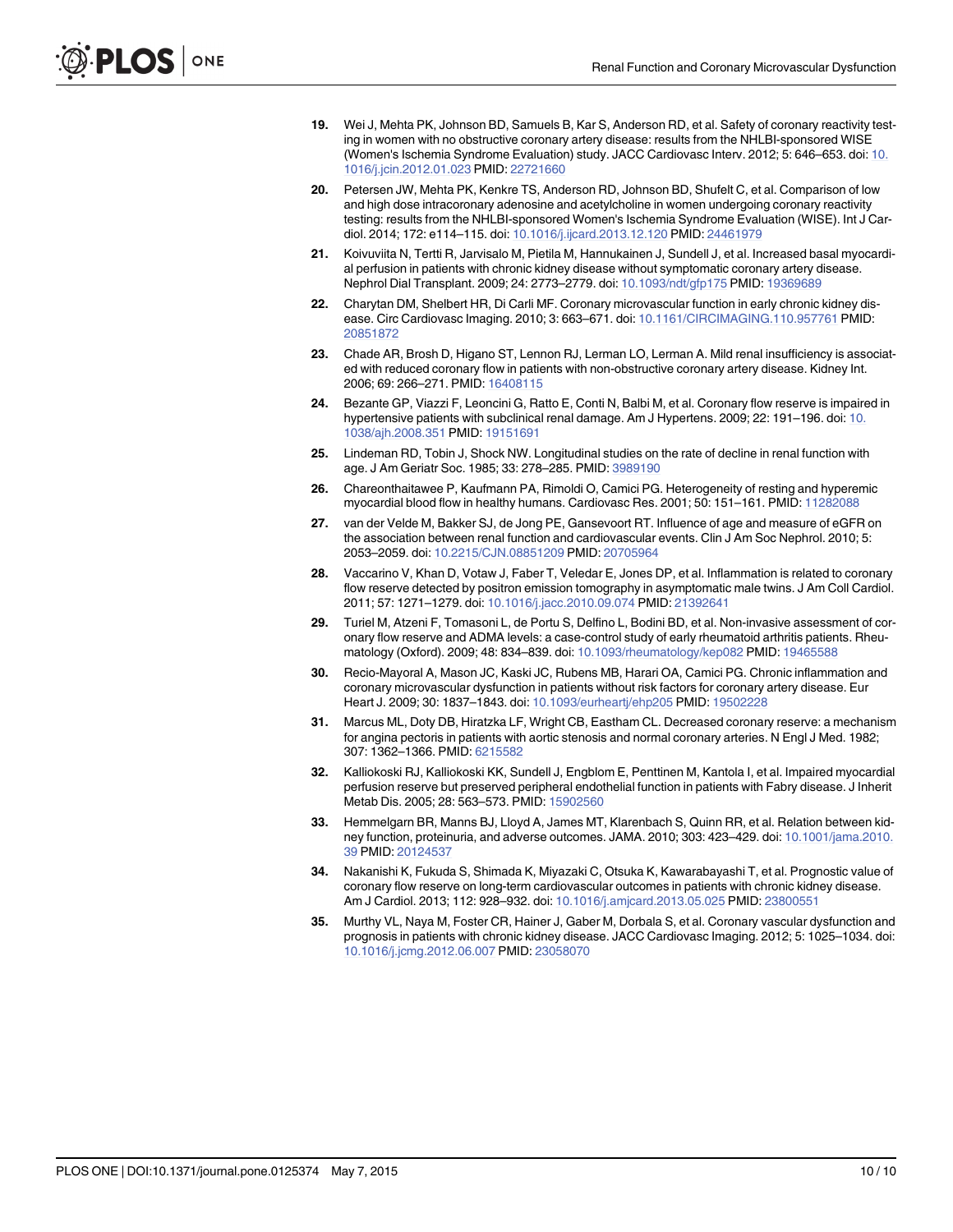19. Wei J, Mehta PK, Johnson BD, Samuels B, Kar S, Anderson RD, et al. Safety of coronary reactivity testing in women with no obstructive coronary artery disease: results from the NHLBI-sponsored WISE (Women's Ischemia Syndrome Evaluation) study. JACC Cardiovasc Interv. 2012; 5: 646–653. doi: 10.1016/j.jcin.2012.01.023 PMID: 22721660

20. Petersen JW, Mehta PK, Kenkre TS, Anderson RD, Johnson BD, Shufelt C, et al. Comparison of low and high dose intracoronary adenosine and acetylcholine in women undergoing coronary reactivity testing: results from the NHLBI-sponsored Women's Ischemia Syndrome Evaluation (WISE). Int J Cardiol. 2014; 172: e114–115. doi: 10.1016/j.ijcard.2013.12.120 PMID: 24461979

21. Koivuviita N, Tertti R, Jarvisalo M, Pietila M, Hannukainen J, Sundell J, et al. Increased basal myocardial perfusion in patients with chronic kidney disease without symptomatic coronary artery disease. Nephrol Dial Transplant. 2009; 24: 2773–2779. doi: 10.1093/ndt/gfp175 PMID: 19369689

22. Charytan DM, Shelbert HR, Di Carli MF. Coronary microvascular function in early chronic kidney disease. Circ Cardiovasc Imaging. 2010; 3: 663–671. doi: 10.1161/CIRCIMAGING.110.957761 PMID: 20851872

23. Chade AR, Brosh D, Higano ST, Lennon RJ, Lerman LO, Lerman A. Mild renal insufficiency is associated with reduced coronary flow in patients with non-obstructive coronary artery disease. Kidney Int. 2006; 69: 266–271. PMID: 16408115

24. Bezante GP, Viazzi F, Leoncini G, Ratto E, Conti N, Balbi M, et al. Coronary flow reserve is impaired in hypertensive patients with subclinical renal damage. Am J Hypertens. 2009; 22: 191–196. doi: 10.1038/ajh.2008.351 PMID: 19151691

25. Lindeman RD, Tobin J, Shock NW. Longitudinal studies on the rate of decline in renal function with age. J Am Geriatr Soc. 1985; 33: 278–285. PMID: 3989190

26. Chareonthaitawee P, Kaufmann PA, Rimoldi O, Camici PG. Heterogeneity of resting and hyperemic myocardial blood flow in healthy humans. Cardiovasc Res. 2001; 50: 151–161. PMID: 11282088

27. van der Velde M, Bakker SJ, de Jong PE, Gansevoort RT. Influence of age and measure of eGFR on the association between renal function and cardiovascular events. Clin J Am Soc Nephrol. 2010; 5: 2053–2059. doi: 10.2215/CJN.08851209 PMID: 20705964

28. Vaccarino V, Khan D, Votaw J, Faber T, Veledar E, Jones DP, et al. Inflammation is related to coronary flow reserve detected by positron emission tomography in asymptomatic male twins. J Am Coll Cardiol. 2011; 57: 1271–1279. doi: 10.1016/j.jacc.2010.09.074 PMID: 21392641

29. Turiel M, Atzeni F, Tomasoni L, de Portu S, Delfino L, Bodini BD, et al. Non-invasive assessment of coronary flow reserve and ADMA levels: a case-control study of early rheumatoid arthritis patients. Rheumatology (Oxford). 2009; 48: 834–839. doi: 10.1093/rheumatology/kep082 PMID: 19465588

30. Recio-Mayoral A, Mason JC, Kaski JC, Rubens MB, Harari OA, Camici PG. Chronic inflammation and coronary microvascular dysfunction in patients without risk factors for coronary artery disease. Eur Heart J. 2009; 30: 1837–1843. doi: 10.1093/eurheartj/ehp205 PMID: 19502228

31. Marcus ML, Doty DB, Hiratzka LF, Wright CB, Eastham CL. Decreased coronary reserve: a mechanism for angina pectoris in patients with aortic stenosis and normal coronary arteries. N Engl J Med. 1982; 307: 1362–1366. PMID: 6215582

32. Kalliokoski RJ, Kalliokoski KK, Sundell J, Engblom E, Penttinen M, Kantola I, et al. Impaired myocardial perfusion reserve but preserved peripheral endothelial function in patients with Fabry disease. J Inherit Metab Dis. 2005; 28: 563–573. PMID: 15902560

33. Hemmelgarn BR, Manns BJ, Lloyd A, James MT, Klarenbach S, Quinn RR, et al. Relation between kidney function, proteinuria, and adverse outcomes. JAMA. 2010; 303: 423–429. doi: 10.1001/jama.2010.39 PMID: 20124537

34. Nakanishi K, Fukuda S, Shimada K, Miyazaki C, Otsuka K, Kawarabayashi T, et al. Prognostic value of coronary flow reserve on long-term cardiovascular outcomes in patients with chronic kidney disease. Am J Cardiol. 2013; 112: 928–932. doi: 10.1016/j.amjcard.2013.05.025 PMID: 23800551

35. Murthy VL, Naya M, Foster CR, Hainer J, Gaber M, Dorbala S, et al. Coronary vascular dysfunction and prognosis in patients with chronic kidney disease. JACC Cardiovasc Imaging. 2012; 5: 1025–1034. doi: 10.1016/j.jcmg.2012.06.007 PMID: 23058070